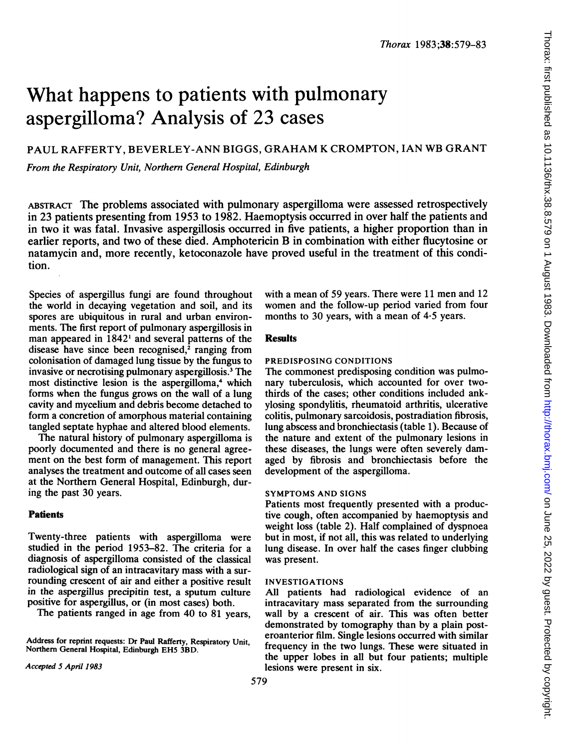# What happens to patients with pulmonary aspergilloma? Analysis of 23 cases

PAUL RAFFERTY, BEVERLEY-ANN BIGGS, GRAHAM K CROMPTON, IAN WB GRANT

*From the Respiratory Unit, Northern General Hospital, Edinburgh*

ABSTRACT The problems associated with pulmonary aspergilloma were assessed retrospectively in 23 patients presenting from 1953 to 1982. Haemoptysis occurred in over half the patients and in two it was fatal. Invasive aspergillosis occurred in five patients, a higher proportion than in earlier reports, and two of these died. Amphotericin B in combination with either flucytosine or natamycin and, more recently, ketoconazole have proved useful in the treatment of this condition.

Species of aspergillus fungi are found throughout the world in decaying vegetation and soil, and its spores are ubiquitous in rural and urban environments. The first report of pulmonary aspergillosis in man appeared in 1842[1] and several patterns of the disease have since been recognised,[2] ranging from colonisation of damaged lung tissue by the fungus to invasive or necrotising pulmonary aspergillosis.[3] The most distinctive lesion is the aspergilloma,[4] which forms when the fungus grows on the wall of a lung cavity and mycelium and debris become detached to form a concretion of amorphous material containing tangled septate hyphae and altered blood elements.

The natural history of pulmonary aspergilloma is poorly documented and there is no general agreement on the best form of management. This report analyses the treatment and outcome of all cases seen at the Northern General Hospital, Edinburgh, during the past 30 years.

## Patients

Twenty-three patients with aspergilloma were studied in the period 1953–82. The criteria for a diagnosis of aspergilloma consisted of the classical radiological sign of an intracavitary mass with a surrounding crescent of air and either a positive result in the aspergillus precipitin test, a sputum culture positive for aspergillus, or (in most cases) both.

The patients ranged in age from 40 to 81 years, with a mean of 59 years. There were 11 men and 12 women and the follow-up period varied from four months to 30 years, with a mean of 4·5 years.

Address for reprint requests: Dr Paul Rafferty, Respiratory Unit, Northern General Hospital, Edinburgh EH5 3BD.

*Accepted 5 April 1983*

## Results

### PREDISPOSING CONDITIONS

The commonest predisposing condition was pulmonary tuberculosis, which accounted for over two-thirds of the cases; other conditions included ankylosing spondylitis, rheumatoid arthritis, ulcerative colitis, pulmonary sarcoidosis, postradiation fibrosis, lung abscess and bronchiectasis (table 1). Because of the nature and extent of the pulmonary lesions in these diseases, the lungs were often severely damaged by fibrosis and bronchiectasis before the development of the aspergilloma.

### SYMPTOMS AND SIGNS

Patients most frequently presented with a productive cough, often accompanied by haemoptysis and weight loss (table 2). Half complained of dyspnoea but in most, if not all, this was related to underlying lung disease. In over half the cases finger clubbing was present.

### INVESTIGATIONS

All patients had radiological evidence of an intracavitary mass separated from the surrounding wall by a crescent of air. This was often better demonstrated by tomography than by a plain posteroanterior film. Single lesions occurred with similar frequency in the two lungs. These were situated in the upper lobes in all but four patients; multiple lesions were present in six.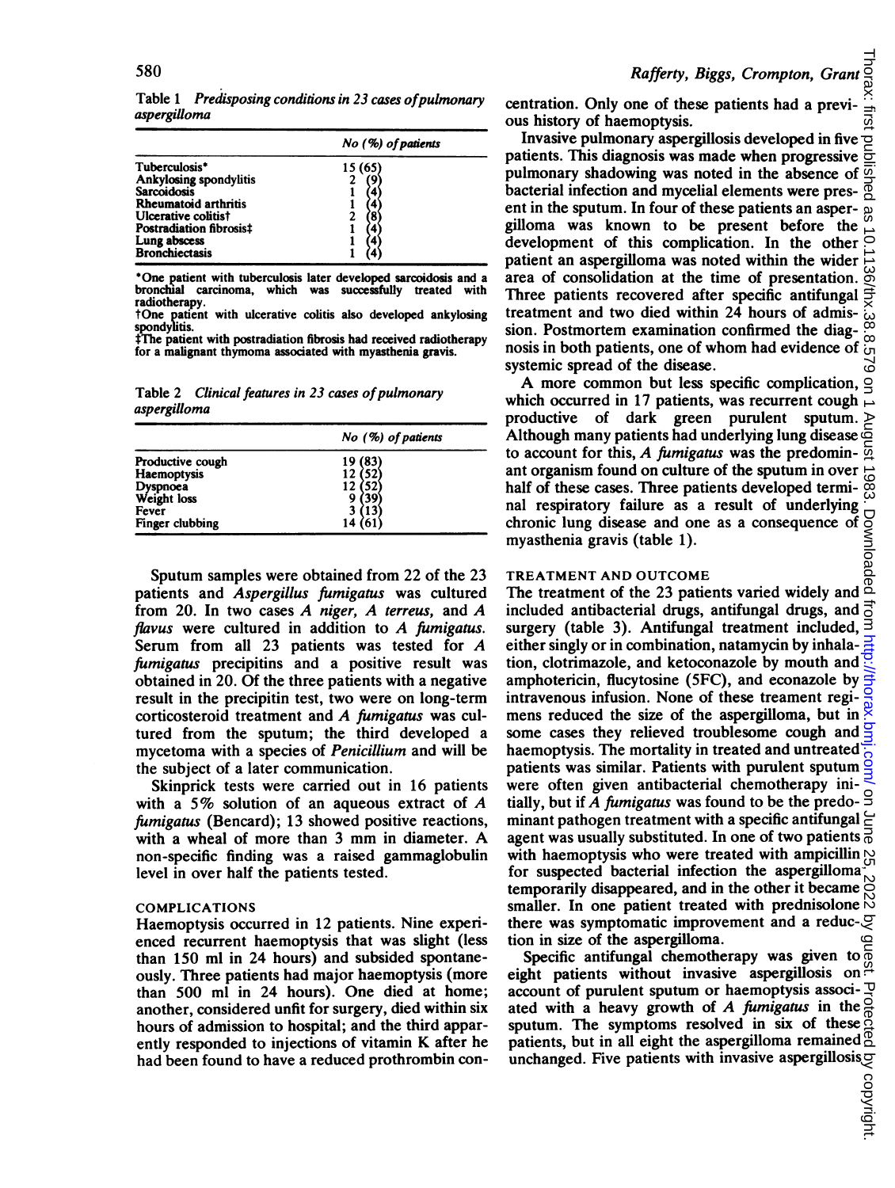Table 1 *Predisposing conditions in 23 cases of pulmonary aspergilloma*

| | No (%) of patients |
|---|---|
| Tuberculosis* | 15 (65) |
| Ankylosing spondylitis | 2 (9) |
| Sarcoidosis | 1 (4) |
| Rheumatoid arthritis | 1 (4) |
| Ulcerative colitis† | 2 (8) |
| Postradiation fibrosis‡ | 1 (4) |
| Lung abscess | 1 (4) |
| Bronchiectasis | 1 (4) |

*One patient with tuberculosis later developed sarcoidosis and a bronchial carcinoma, which was successfully treated with radiotherapy.
†One patient with ulcerative colitis also developed ankylosing spondylitis.
‡The patient with postradiation fibrosis had received radiotherapy for a malignant thymoma associated with myasthenia gravis.

Table 2 *Clinical features in 23 cases of pulmonary aspergilloma*

| | No (%) of patients |
|---|---|
| Productive cough | 19 (83) |
| Haemoptysis | 12 (52) |
| Dyspnoea | 12 (52) |
| Weight loss | 9 (39) |
| Fever | 3 (13) |
| Finger clubbing | 14 (61) |

Sputum samples were obtained from 22 of the 23 patients and *Aspergillus fumigatus* was cultured from 20. In two cases *A niger*, *A terreus*, and *A flavus* were cultured in addition to *A fumigatus*. Serum from all 23 patients was tested for *A fumigatus* precipitins and a positive result was obtained in 20. Of the three patients with a negative result in the precipitin test, two were on long-term corticosteroid treatment and *A fumigatus* was cultured from the sputum; the third developed a mycetoma with a species of *Penicillium* and will be the subject of a later communication.

Skinprick tests were carried out in 16 patients with a 5% solution of an aqueous extract of *A fumigatus* (Bencard); 13 showed positive reactions, with a wheal of more than 3 mm in diameter. A non-specific finding was a raised gammaglobulin level in over half the patients tested.

## COMPLICATIONS

Haemoptysis occurred in 12 patients. Nine experienced recurrent haemoptysis that was slight (less than 150 ml in 24 hours) and subsided spontaneously. Three patients had major haemoptysis (more than 500 ml in 24 hours). One died at home; another, considered unfit for surgery, died within six hours of admission to hospital; and the third apparently responded to injections of vitamin K after he had been found to have a reduced prothrombin concentration. Only one of these patients had a previous history of haemoptysis.

Invasive pulmonary aspergillosis developed in five patients. This diagnosis was made when progressive pulmonary shadowing was noted in the absence of bacterial infection and mycelial elements were present in the sputum. In four of these patients an aspergilloma was known to be present before the development of this complication. In the other patient an aspergilloma was noted within the wider area of consolidation at the time of presentation. Three patients recovered after specific antifungal treatment and two died within 24 hours of admission. Postmortem examination confirmed the diagnosis in both patients, one of whom had evidence of systemic spread of the disease.

A more common but less specific complication, which occurred in 17 patients, was recurrent cough productive of dark green purulent sputum. Although many patients had underlying lung disease to account for this, *A fumigatus* was the predominant organism found on culture of the sputum in over half of these cases. Three patients developed terminal respiratory failure as a result of underlying chronic lung disease and one as a consequence of myasthenia gravis (table 1).

## TREATMENT AND OUTCOME

The treatment of the 23 patients varied widely and included antibacterial drugs, antifungal drugs, and surgery (table 3). Antifungal treatment included, either singly or in combination, natamycin by inhalation, clotrimazole, and ketoconazole by mouth and amphotericin, flucytosine (5FC), and econazole by intravenous infusion. None of these treament regimens reduced the size of the aspergilloma, but in some cases they relieved troublesome cough and haemoptysis. The mortality in treated and untreated patients was similar. Patients with purulent sputum were often given antibacterial chemotherapy initially, but if *A fumigatus* was found to be the predominant pathogen treatment with a specific antifungal agent was usually substituted. In one of two patients with haemoptysis who were treated with ampicillin for suspected bacterial infection the aspergilloma temporarily disappeared, and in the other it became smaller. In one patient treated with prednisolone there was symptomatic improvement and a reduction in size of the aspergilloma.

Specific antifungal chemotherapy was given to eight patients without invasive aspergillosis on account of purulent sputum or haemoptysis associated with a heavy growth of *A fumigatus* in the sputum. The symptoms resolved in six of these patients, but in all eight the aspergilloma remained unchanged. Five patients with invasive aspergillosis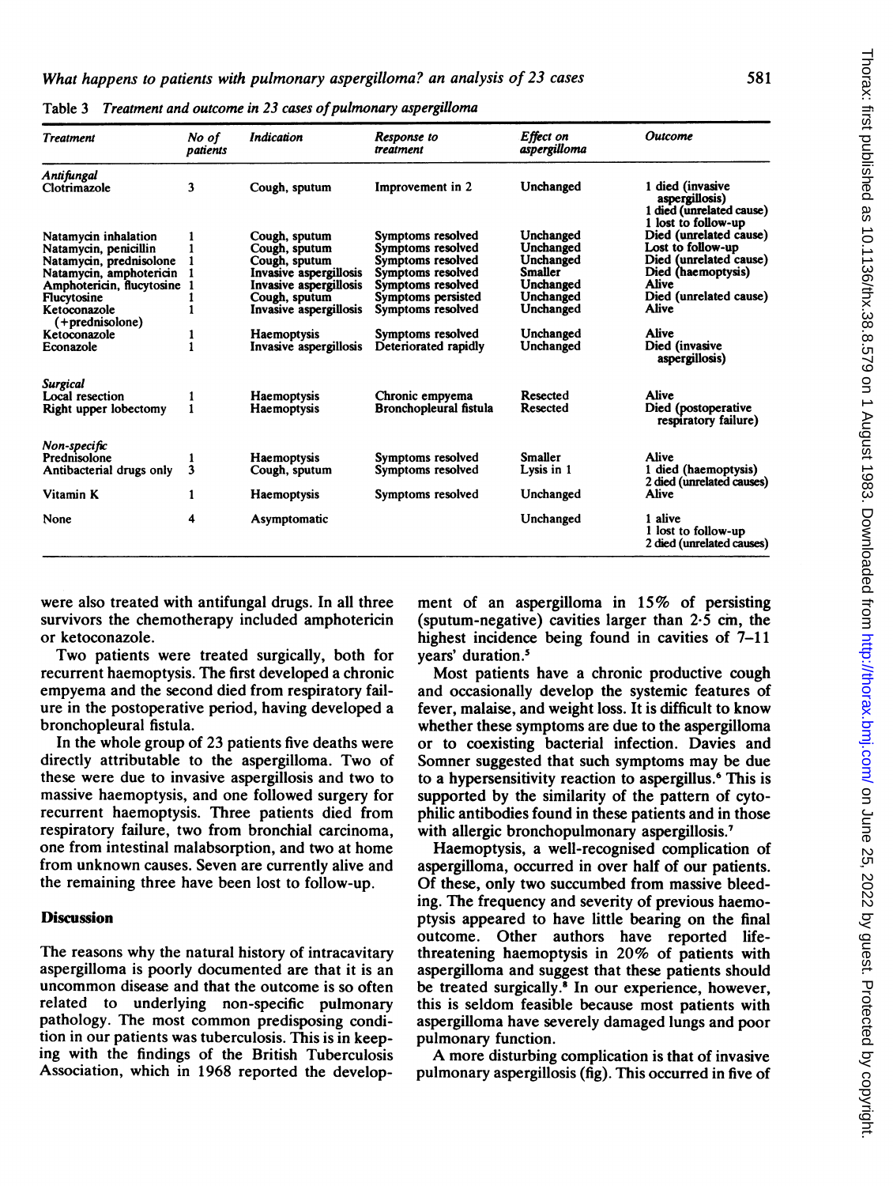Table 3 *Treatment and outcome in 23 cases of pulmonary aspergilloma*

| Treatment | No of patients | Indication | Response to treatment | Effect on aspergilloma | Outcome |
|---|---|---|---|---|---|
| *Antifungal* | | | | | |
| Clotrimazole | 3 | Cough, sputum | Improvement in 2 | Unchanged | 1 died (invasive aspergillosis) 1 died (unrelated cause) 1 lost to follow-up |
| Natamycin inhalation | 1 | Cough, sputum | Symptoms resolved | Unchanged | Died (unrelated cause) |
| Natamycin, penicillin | 1 | Cough, sputum | Symptoms resolved | Unchanged | Lost to follow-up |
| Natamycin, prednisolone | 1 | Cough, sputum | Symptoms resolved | Unchanged | Died (unrelated cause) |
| Natamycin, amphotericin | 1 | Invasive aspergillosis | Symptoms resolved | Smaller | Died (haemoptysis) |
| Amphotericin, flucytosine | 1 | Invasive aspergillosis | Symptoms resolved | Unchanged | Alive |
| Flucytosine | 1 | Cough, sputum | Symptoms persisted | Unchanged | Died (unrelated cause) |
| Ketoconazole (+prednisolone) | 1 | Invasive aspergillosis | Symptoms resolved | Unchanged | Alive |
| Ketoconazole | 1 | Haemoptysis | Symptoms resolved | Unchanged | Alive |
| Econazole | 1 | Invasive aspergillosis | Deteriorated rapidly | Unchanged | Died (invasive aspergillosis) |
| *Surgical* | | | | | |
| Local resection | 1 | Haemoptysis | Chronic empyema | Resected | Alive |
| Right upper lobectomy | 1 | Haemoptysis | Bronchopleural fistula | Resected | Died (postoperative respiratory failure) |
| *Non-specific* | | | | | |
| Prednisolone | 1 | Haemoptysis | Symptoms resolved | Smaller | Alive |
| Antibacterial drugs only | 3 | Cough, sputum | Symptoms resolved | Lysis in 1 | 1 died (haemoptysis) 2 died (unrelated causes) |
| Vitamin K | 1 | Haemoptysis | Symptoms resolved | Unchanged | Alive |
| None | 4 | Asymptomatic | | Unchanged | 1 alive 1 lost to follow-up 2 died (unrelated causes) |

were also treated with antifungal drugs. In all three survivors the chemotherapy included amphotericin or ketoconazole.

Two patients were treated surgically, both for recurrent haemoptysis. The first developed a chronic empyema and the second died from respiratory failure in the postoperative period, having developed a bronchopleural fistula.

In the whole group of 23 patients five deaths were directly attributable to the aspergilloma. Two of these were due to invasive aspergillosis and two to massive haemoptysis, and one followed surgery for recurrent haemoptysis. Three patients died from respiratory failure, two from bronchial carcinoma, one from intestinal malabsorption, and two at home from unknown causes. Seven are currently alive and the remaining three have been lost to follow-up.

## Discussion

The reasons why the natural history of intracavitary aspergilloma is poorly documented are that it is an uncommon disease and that the outcome is so often related to underlying non-specific pulmonary pathology. The most common predisposing condition in our patients was tuberculosis. This is in keeping with the findings of the British Tuberculosis Association, which in 1968 reported the development of an aspergilloma in 15% of persisting (sputum-negative) cavities larger than 2·5 cm, the highest incidence being found in cavities of 7–11 years' duration.[5]

Most patients have a chronic productive cough and occasionally develop the systemic features of fever, malaise, and weight loss. It is difficult to know whether these symptoms are due to the aspergilloma or to coexisting bacterial infection. Davies and Somner suggested that such symptoms may be due to a hypersensitivity reaction to aspergillus.[6] This is supported by the similarity of the pattern of cytophilic antibodies found in these patients and in those with allergic bronchopulmonary aspergillosis.[7]

Haemoptysis, a well-recognised complication of aspergilloma, occurred in over half of our patients. Of these, only two succumbed from massive bleeding. The frequency and severity of previous haemoptysis appeared to have little bearing on the final outcome. Other authors have reported life-threatening haemoptysis in 20% of patients with aspergilloma and suggest that these patients should be treated surgically.[8] In our experience, however, this is seldom feasible because most patients with aspergilloma have severely damaged lungs and poor pulmonary function.

A more disturbing complication is that of invasive pulmonary aspergillosis (fig). This occurred in five of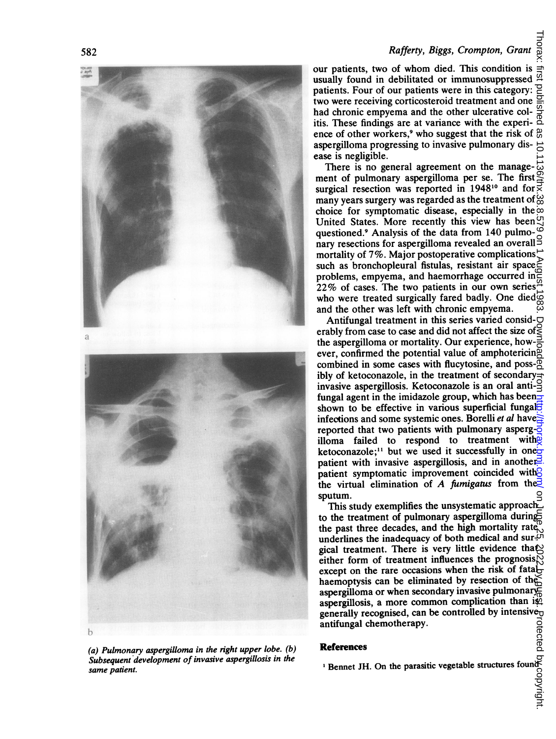our patients, two of whom died. This condition is usually found in debilitated or immunosuppressed patients. Four of our patients were in this category: two were receiving corticosteroid treatment and one had chronic empyema and the other ulcerative colitis. These findings are at variance with the experience of other workers,[9] who suggest that the risk of aspergilloma progressing to invasive pulmonary disease is negligible.

There is no general agreement on the management of pulmonary aspergilloma per se. The first surgical resection was reported in 1948[10] and for many years surgery was regarded as the treatment of choice for symptomatic disease, especially in the United States. More recently this view has been questioned.[9] Analysis of the data from 140 pulmonary resections for aspergilloma revealed an overall mortality of 7%. Major postoperative complications such as bronchopleural fistulas, resistant air space problems, empyema, and haemorrhage occurred in 22% of cases. The two patients in our own series who were treated surgically fared badly. One died and the other was left with chronic empyema.

Antifungal treatment in this series varied considerably from case to case and did not affect the size of the aspergilloma or mortality. Our experience, however, confirmed the potential value of amphotericin combined in some cases with flucytosine, and possibly of ketoconazole, in the treatment of secondary invasive aspergillosis. Ketoconazole is an oral antifungal agent in the imidazole group, which has been shown to be effective in various superficial fungal infections and some systemic ones. Borelli *et al* have reported that two patients with pulmonary aspergilloma failed to respond to treatment with ketoconazole;[11] but we used it successfully in one patient with invasive aspergillosis, and in another patient symptomatic improvement coincided with the virtual elimination of *A fumigatus* from the sputum.

This study exemplifies the unsystematic approach to the treatment of pulmonary aspergilloma during the past three decades, and the high mortality rate underlines the inadequacy of both medical and surgical treatment. There is very little evidence that either form of treatment influences the prognosis except on the rare occasions when the risk of fatal haemoptysis can be eliminated by resection of the aspergilloma or when secondary invasive pulmonary aspergillosis, a more common complication than is generally recognised, can be controlled by intensive antifungal chemotherapy.

*(a) Pulmonary aspergilloma in the right upper lobe. (b) Subsequent development of invasive aspergillosis in the same patient.*

## References

1 Bennet JH. On the parasitic vegetable structures found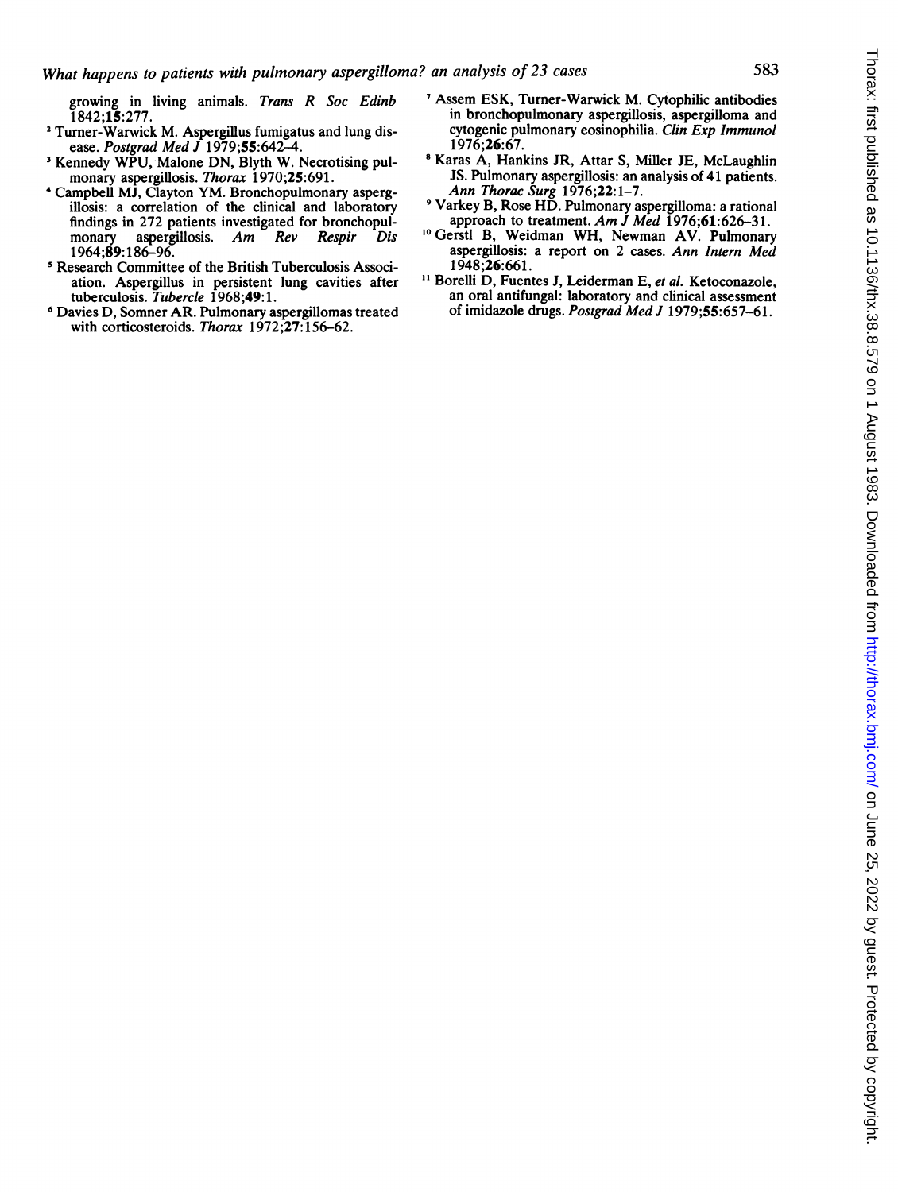growing in living animals. *Trans R Soc Edinb* 1842;**15**:277.

[2] Turner-Warwick M. Aspergillus fumigatus and lung disease. *Postgrad Med J* 1979;**55**:642–4.

[3] Kennedy WPU, Malone DN, Blyth W. Necrotising pulmonary aspergillosis. *Thorax* 1970;**25**:691.

[4] Campbell MJ, Clayton YM. Bronchopulmonary aspergillosis: a correlation of the clinical and laboratory findings in 272 patients investigated for bronchopulmonary aspergillosis. *Am Rev Respir Dis* 1964;**89**:186–96.

[5] Research Committee of the British Tuberculosis Association. Aspergillus in persistent lung cavities after tuberculosis. *Tubercle* 1968;**49**:1.

[6] Davies D, Somner AR. Pulmonary aspergillomas treated with corticosteroids. *Thorax* 1972;**27**:156–62.

[7] Assem ESK, Turner-Warwick M. Cytophilic antibodies in bronchopulmonary aspergillosis, aspergilloma and cytogenic pulmonary eosinophilia. *Clin Exp Immunol* 1976;**26**:67.

[8] Karas A, Hankins JR, Attar S, Miller JE, McLaughlin JS. Pulmonary aspergillosis: an analysis of 41 patients. *Ann Thorac Surg* 1976;**22**:1–7.

[9] Varkey B, Rose HD. Pulmonary aspergilloma: a rational approach to treatment. *Am J Med* 1976;**61**:626–31.

[10] Gerstl B, Weidman WH, Newman AV. Pulmonary aspergillosis: a report on 2 cases. *Ann Intern Med* 1948;**26**:661.

[11] Borelli D, Fuentes J, Leiderman E, *et al.* Ketoconazole, an oral antifungal: laboratory and clinical assessment of imidazole drugs. *Postgrad Med J* 1979;**55**:657–61.